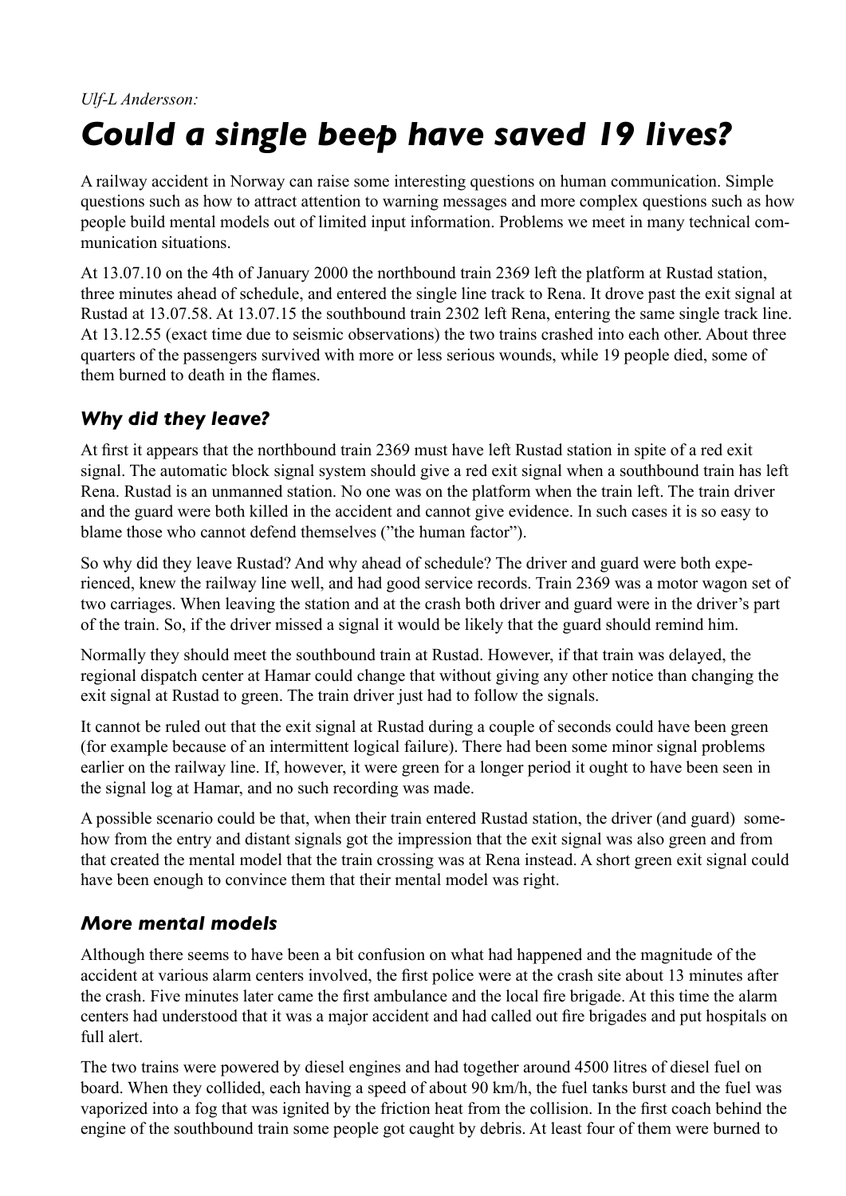*Ulf-L Andersson:*

# *Could a single beep have saved 19 lives?*

A railway accident in Norway can raise some interesting questions on human communication. Simple questions such as how to attract attention to warning messages and more complex questions such as how people build mental models out of limited input information. Problems we meet in many technical communication situations.

At 13.07.10 on the 4th of January 2000 the northbound train 2369 left the platform at Rustad station, three minutes ahead of schedule, and entered the single line track to Rena. It drove past the exit signal at Rustad at 13.07.58. At 13.07.15 the southbound train 2302 left Rena, entering the same single track line. At 13.12.55 (exact time due to seismic observations) the two trains crashed into each other. About three quarters of the passengers survived with more or less serious wounds, while 19 people died, some of them burned to death in the flames.

## *Why did they leave?*

At first it appears that the northbound train 2369 must have left Rustad station in spite of a red exit signal. The automatic block signal system should give a red exit signal when a southbound train has left Rena. Rustad is an unmanned station. No one was on the platform when the train left. The train driver and the guard were both killed in the accident and cannot give evidence. In such cases it is so easy to blame those who cannot defend themselves ("the human factor").

So why did they leave Rustad? And why ahead of schedule? The driver and guard were both experienced, knew the railway line well, and had good service records. Train 2369 was a motor wagon set of two carriages. When leaving the station and at the crash both driver and guard were in the driver's part of the train. So, if the driver missed a signal it would be likely that the guard should remind him.

Normally they should meet the southbound train at Rustad. However, if that train was delayed, the regional dispatch center at Hamar could change that without giving any other notice than changing the exit signal at Rustad to green. The train driver just had to follow the signals.

It cannot be ruled out that the exit signal at Rustad during a couple of seconds could have been green (for example because of an intermittent logical failure). There had been some minor signal problems earlier on the railway line. If, however, it were green for a longer period it ought to have been seen in the signal log at Hamar, and no such recording was made.

A possible scenario could be that, when their train entered Rustad station, the driver (and guard) somehow from the entry and distant signals got the impression that the exit signal was also green and from that created the mental model that the train crossing was at Rena instead. A short green exit signal could have been enough to convince them that their mental model was right.

## *More mental models*

Although there seems to have been a bit confusion on what had happened and the magnitude of the accident at various alarm centers involved, the first police were at the crash site about 13 minutes after the crash. Five minutes later came the first ambulance and the local fire brigade. At this time the alarm centers had understood that it was a major accident and had called out fire brigades and put hospitals on full alert.

The two trains were powered by diesel engines and had together around 4500 litres of diesel fuel on board. When they collided, each having a speed of about 90 km/h, the fuel tanks burst and the fuel was vaporized into a fog that was ignited by the friction heat from the collision. In the first coach behind the engine of the southbound train some people got caught by debris. At least four of them were burned to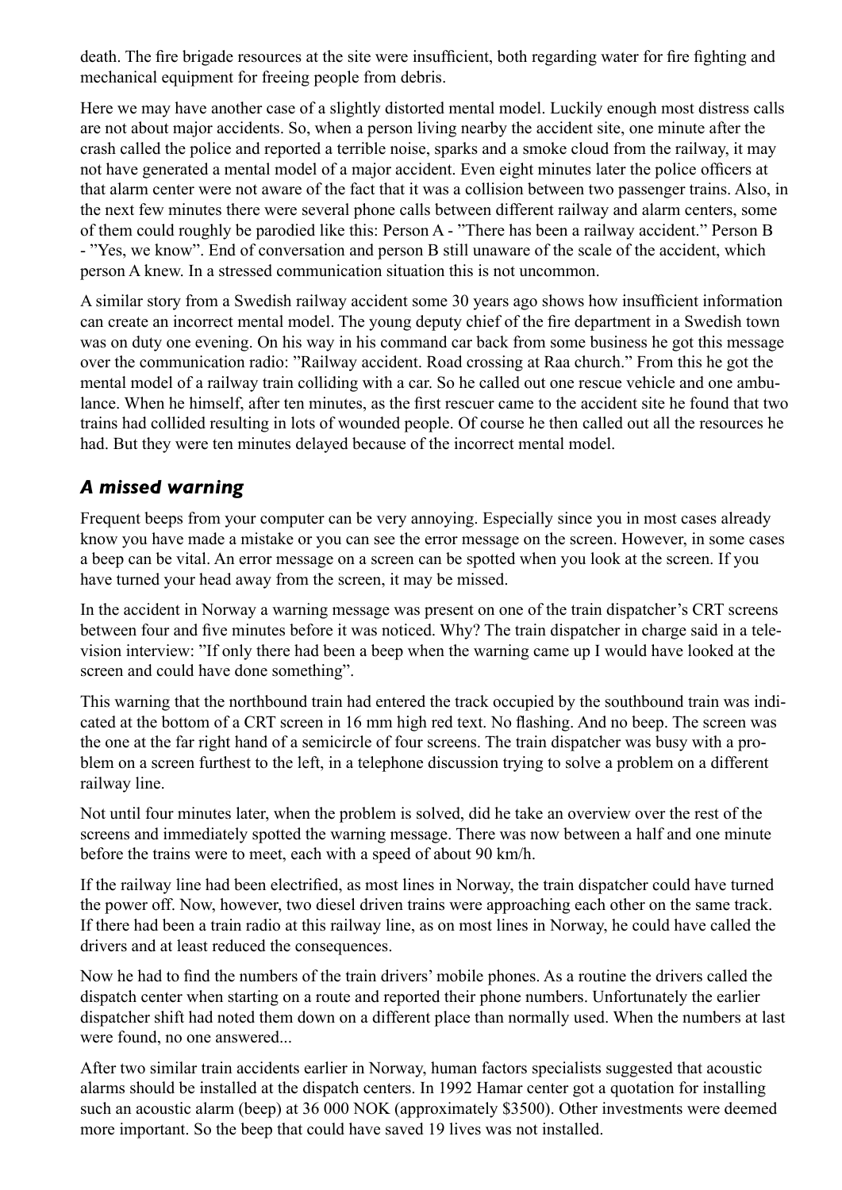death. The fire brigade resources at the site were insufficient, both regarding water for fire fighting and mechanical equipment for freeing people from debris.

Here we may have another case of a slightly distorted mental model. Luckily enough most distress calls are not about major accidents. So, when a person living nearby the accident site, one minute after the crash called the police and reported a terrible noise, sparks and a smoke cloud from the railway, it may not have generated a mental model of a major accident. Even eight minutes later the police officers at that alarm center were not aware of the fact that it was a collision between two passenger trains. Also, in the next few minutes there were several phone calls between different railway and alarm centers, some of them could roughly be parodied like this: Person A - ”There has been a railway accident.” Person B - ”Yes, we know”. End of conversation and person B still unaware of the scale of the accident, which person A knew. In a stressed communication situation this is not uncommon.

A similar story from a Swedish railway accident some 30 years ago shows how insufficient information can create an incorrect mental model. The young deputy chief of the fire department in a Swedish town was on duty one evening. On his way in his command car back from some business he got this message over the communication radio: ”Railway accident. Road crossing at Raa church.” From this he got the mental model of a railway train colliding with a car. So he called out one rescue vehicle and one ambulance. When he himself, after ten minutes, as the first rescuer came to the accident site he found that two trains had collided resulting in lots of wounded people. Of course he then called out all the resources he had. But they were ten minutes delayed because of the incorrect mental model.

## *A missed warning*

Frequent beeps from your computer can be very annoying. Especially since you in most cases already know you have made a mistake or you can see the error message on the screen. However, in some cases a beep can be vital. An error message on a screen can be spotted when you look at the screen. If you have turned your head away from the screen, it may be missed.

In the accident in Norway a warning message was present on one of the train dispatcher’s CRT screens between four and five minutes before it was noticed. Why? The train dispatcher in charge said in a television interview: ”If only there had been a beep when the warning came up I would have looked at the screen and could have done something”.

This warning that the northbound train had entered the track occupied by the southbound train was indicated at the bottom of a CRT screen in 16 mm high red text. No flashing. And no beep. The screen was the one at the far right hand of a semicircle of four screens. The train dispatcher was busy with a problem on a screen furthest to the left, in a telephone discussion trying to solve a problem on a different railway line.

Not until four minutes later, when the problem is solved, did he take an overview over the rest of the screens and immediately spotted the warning message. There was now between a half and one minute before the trains were to meet, each with a speed of about 90 km/h.

If the railway line had been electrified, as most lines in Norway, the train dispatcher could have turned the power off. Now, however, two diesel driven trains were approaching each other on the same track. If there had been a train radio at this railway line, as on most lines in Norway, he could have called the drivers and at least reduced the consequences.

Now he had to find the numbers of the train drivers’ mobile phones. As a routine the drivers called the dispatch center when starting on a route and reported their phone numbers. Unfortunately the earlier dispatcher shift had noted them down on a different place than normally used. When the numbers at last were found, no one answered...

After two similar train accidents earlier in Norway, human factors specialists suggested that acoustic alarms should be installed at the dispatch centers. In 1992 Hamar center got a quotation for installing such an acoustic alarm (beep) at 36 000 NOK (approximately $3500). Other investments were deemed more important. So the beep that could have saved 19 lives was not installed.